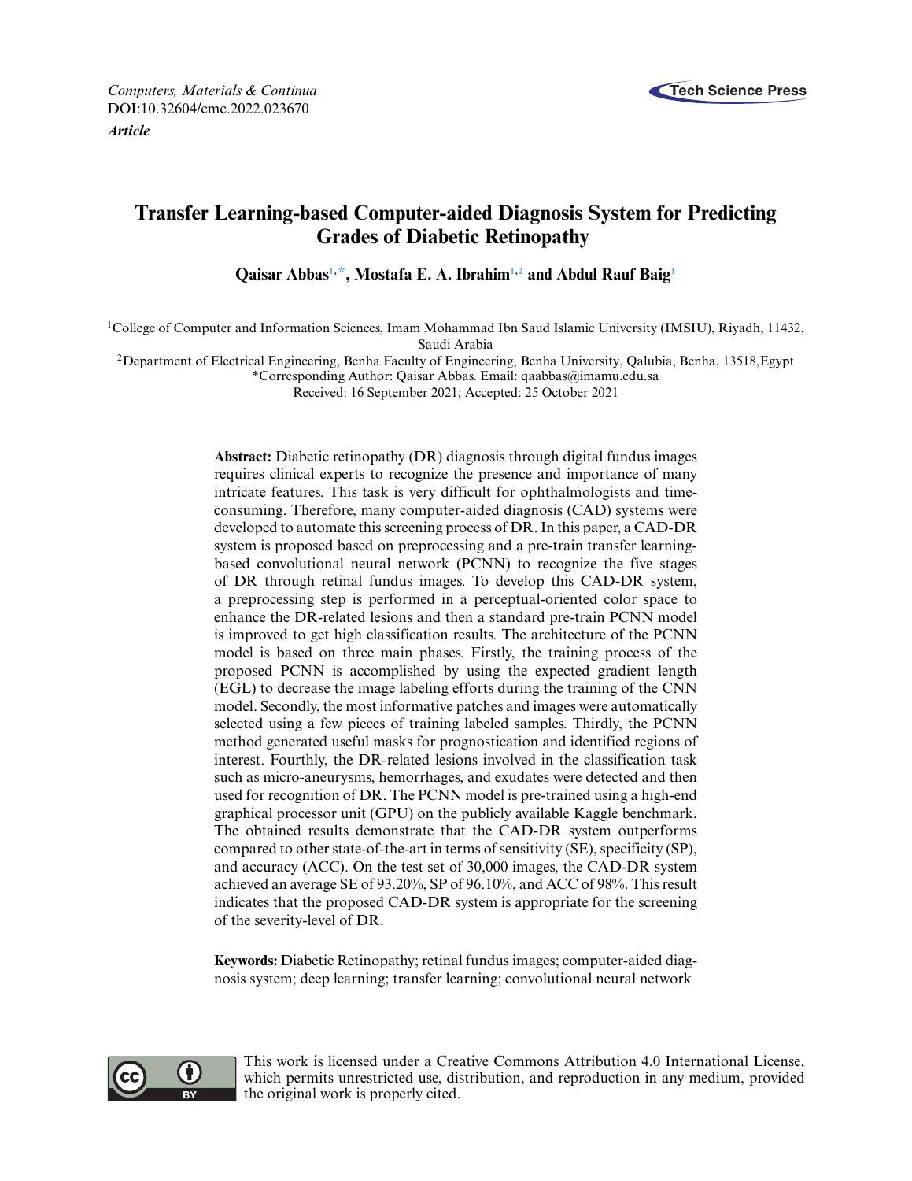*Computers, Materials & Continua*
DOI:10.32604/cmc.2022.023670
***Article***

# Transfer Learning-based Computer-aided Diagnosis System for Predicting Grades of Diabetic Retinopathy

**Qaisar Abbas**[1,*]**, Mostafa E. A. Ibrahim**[1,2] **and Abdul Rauf Baig**[1]

[1]College of Computer and Information Sciences, Imam Mohammad Ibn Saud Islamic University (IMSIU), Riyadh, 11432, Saudi Arabia

[2]Department of Electrical Engineering, Benha Faculty of Engineering, Benha University, Qalubia, Benha, 13518,Egypt

*Corresponding Author: Qaisar Abbas. Email: qaabbas@imamu.edu.sa

Received: 16 September 2021; Accepted: 25 October 2021

**Abstract:** Diabetic retinopathy (DR) diagnosis through digital fundus images requires clinical experts to recognize the presence and importance of many intricate features. This task is very difficult for ophthalmologists and time-consuming. Therefore, many computer-aided diagnosis (CAD) systems were developed to automate this screening process of DR. In this paper, a CAD-DR system is proposed based on preprocessing and a pre-train transfer learning-based convolutional neural network (PCNN) to recognize the five stages of DR through retinal fundus images. To develop this CAD-DR system, a preprocessing step is performed in a perceptual-oriented color space to enhance the DR-related lesions and then a standard pre-train PCNN model is improved to get high classification results. The architecture of the PCNN model is based on three main phases. Firstly, the training process of the proposed PCNN is accomplished by using the expected gradient length (EGL) to decrease the image labeling efforts during the training of the CNN model. Secondly, the most informative patches and images were automatically selected using a few pieces of training labeled samples. Thirdly, the PCNN method generated useful masks for prognostication and identified regions of interest. Fourthly, the DR-related lesions involved in the classification task such as micro-aneurysms, hemorrhages, and exudates were detected and then used for recognition of DR. The PCNN model is pre-trained using a high-end graphical processor unit (GPU) on the publicly available Kaggle benchmark. The obtained results demonstrate that the CAD-DR system outperforms compared to other state-of-the-art in terms of sensitivity (SE), specificity (SP), and accuracy (ACC). On the test set of 30,000 images, the CAD-DR system achieved an average SE of 93.20%, SP of 96.10%, and ACC of 98%. This result indicates that the proposed CAD-DR system is appropriate for the screening of the severity-level of DR.

**Keywords:** Diabetic Retinopathy; retinal fundus images; computer-aided diagnosis system; deep learning; transfer learning; convolutional neural network

This work is licensed under a Creative Commons Attribution 4.0 International License, which permits unrestricted use, distribution, and reproduction in any medium, provided the original work is properly cited.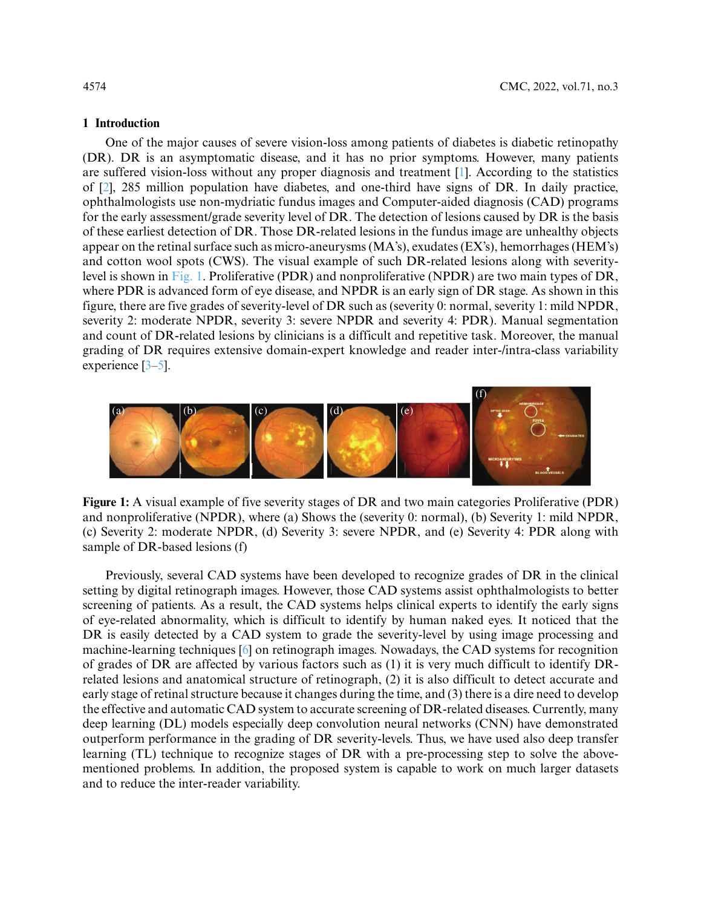## 1 Introduction

One of the major causes of severe vision-loss among patients of diabetes is diabetic retinopathy (DR). DR is an asymptomatic disease, and it has no prior symptoms. However, many patients are suffered vision-loss without any proper diagnosis and treatment [1]. According to the statistics of [2], 285 million population have diabetes, and one-third have signs of DR. In daily practice, ophthalmologists use non-mydriatic fundus images and Computer-aided diagnosis (CAD) programs for the early assessment/grade severity level of DR. The detection of lesions caused by DR is the basis of these earliest detection of DR. Those DR-related lesions in the fundus image are unhealthy objects appear on the retinal surface such as micro-aneurysms (MA's), exudates (EX's), hemorrhages (HEM's) and cotton wool spots (CWS). The visual example of such DR-related lesions along with severity-level is shown in Fig. 1. Proliferative (PDR) and nonproliferative (NPDR) are two main types of DR, where PDR is advanced form of eye disease, and NPDR is an early sign of DR stage. As shown in this figure, there are five grades of severity-level of DR such as (severity 0: normal, severity 1: mild NPDR, severity 2: moderate NPDR, severity 3: severe NPDR and severity 4: PDR). Manual segmentation and count of DR-related lesions by clinicians is a difficult and repetitive task. Moreover, the manual grading of DR requires extensive domain-expert knowledge and reader inter-/intra-class variability experience [3–5].

**Figure 1:** A visual example of five severity stages of DR and two main categories Proliferative (PDR) and nonproliferative (NPDR), where (a) Shows the (severity 0: normal), (b) Severity 1: mild NPDR, (c) Severity 2: moderate NPDR, (d) Severity 3: severe NPDR, and (e) Severity 4: PDR along with sample of DR-based lesions (f)

Previously, several CAD systems have been developed to recognize grades of DR in the clinical setting by digital retinograph images. However, those CAD systems assist ophthalmologists to better screening of patients. As a result, the CAD systems helps clinical experts to identify the early signs of eye-related abnormality, which is difficult to identify by human naked eyes. It noticed that the DR is easily detected by a CAD system to grade the severity-level by using image processing and machine-learning techniques [6] on retinograph images. Nowadays, the CAD systems for recognition of grades of DR are affected by various factors such as (1) it is very much difficult to identify DR-related lesions and anatomical structure of retinograph, (2) it is also difficult to detect accurate and early stage of retinal structure because it changes during the time, and (3) there is a dire need to develop the effective and automatic CAD system to accurate screening of DR-related diseases. Currently, many deep learning (DL) models especially deep convolution neural networks (CNN) have demonstrated outperform performance in the grading of DR severity-levels. Thus, we have used also deep transfer learning (TL) technique to recognize stages of DR with a pre-processing step to solve the above-mentioned problems. In addition, the proposed system is capable to work on much larger datasets and to reduce the inter-reader variability.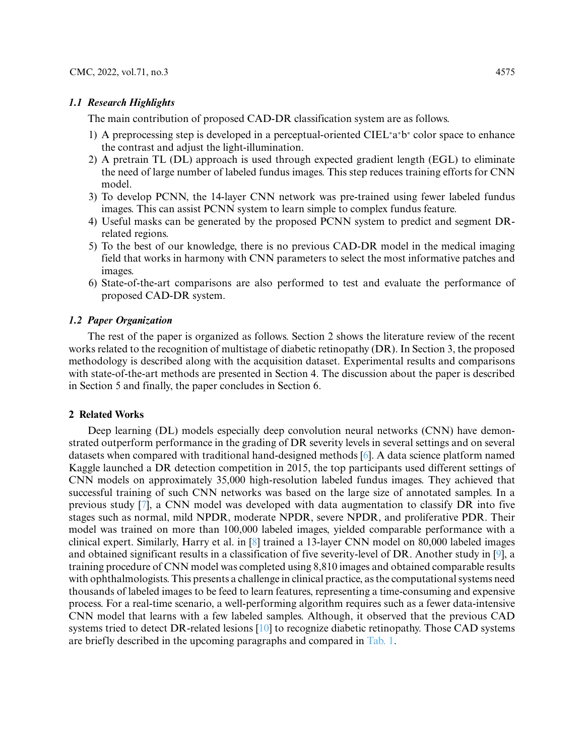### 1.1 Research Highlights

The main contribution of proposed CAD-DR classification system are as follows.

1) A preprocessing step is developed in a perceptual-oriented CIEL*a*b* color space to enhance the contrast and adjust the light-illumination.
2) A pretrain TL (DL) approach is used through expected gradient length (EGL) to eliminate the need of large number of labeled fundus images. This step reduces training efforts for CNN model.
3) To develop PCNN, the 14-layer CNN network was pre-trained using fewer labeled fundus images. This can assist PCNN system to learn simple to complex fundus feature.
4) Useful masks can be generated by the proposed PCNN system to predict and segment DR-related regions.
5) To the best of our knowledge, there is no previous CAD-DR model in the medical imaging field that works in harmony with CNN parameters to select the most informative patches and images.
6) State-of-the-art comparisons are also performed to test and evaluate the performance of proposed CAD-DR system.

### 1.2 Paper Organization

The rest of the paper is organized as follows. Section 2 shows the literature review of the recent works related to the recognition of multistage of diabetic retinopathy (DR). In Section 3, the proposed methodology is described along with the acquisition dataset. Experimental results and comparisons with state-of-the-art methods are presented in Section 4. The discussion about the paper is described in Section 5 and finally, the paper concludes in Section 6.

## 2 Related Works

Deep learning (DL) models especially deep convolution neural networks (CNN) have demonstrated outperform performance in the grading of DR severity levels in several settings and on several datasets when compared with traditional hand-designed methods [6]. A data science platform named Kaggle launched a DR detection competition in 2015, the top participants used different settings of CNN models on approximately 35,000 high-resolution labeled fundus images. They achieved that successful training of such CNN networks was based on the large size of annotated samples. In a previous study [7], a CNN model was developed with data augmentation to classify DR into five stages such as normal, mild NPDR, moderate NPDR, severe NPDR, and proliferative PDR. Their model was trained on more than 100,000 labeled images, yielded comparable performance with a clinical expert. Similarly, Harry et al. in [8] trained a 13-layer CNN model on 80,000 labeled images and obtained significant results in a classification of five severity-level of DR. Another study in [9], a training procedure of CNN model was completed using 8,810 images and obtained comparable results with ophthalmologists. This presents a challenge in clinical practice, as the computational systems need thousands of labeled images to be feed to learn features, representing a time-consuming and expensive process. For a real-time scenario, a well-performing algorithm requires such as a fewer data-intensive CNN model that learns with a few labeled samples. Although, it observed that the previous CAD systems tried to detect DR-related lesions [10] to recognize diabetic retinopathy. Those CAD systems are briefly described in the upcoming paragraphs and compared in Tab. 1.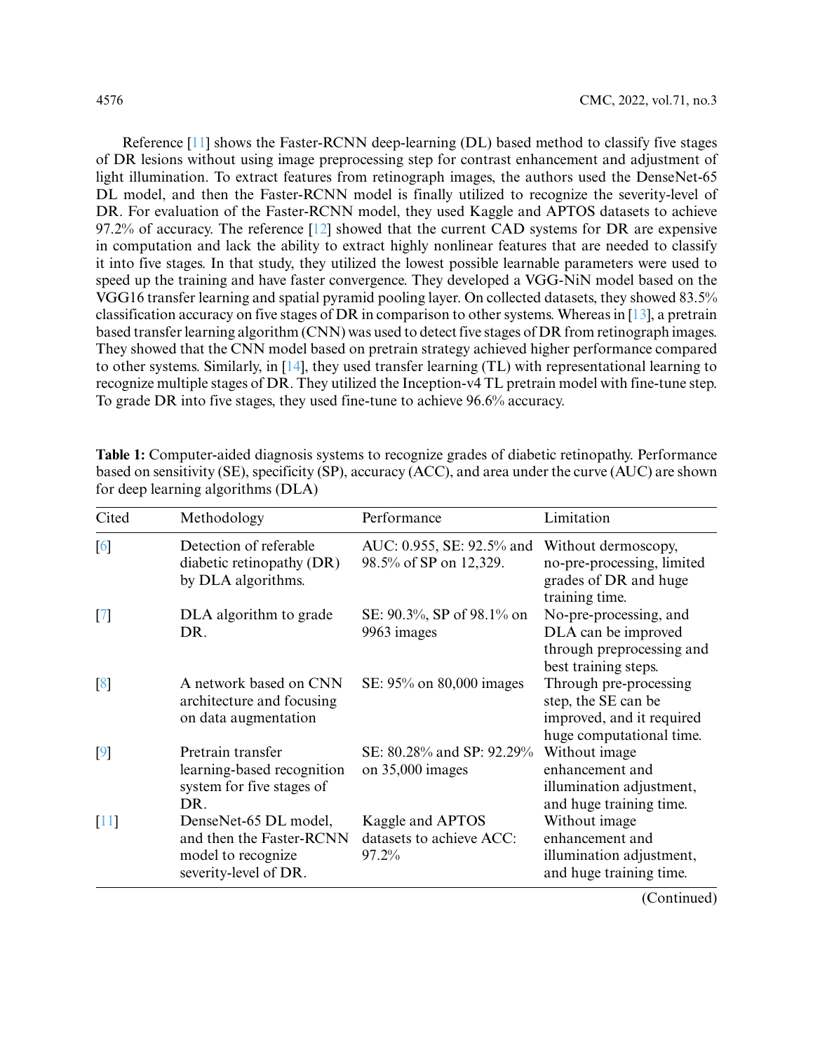Reference [11] shows the Faster-RCNN deep-learning (DL) based method to classify five stages of DR lesions without using image preprocessing step for contrast enhancement and adjustment of light illumination. To extract features from retinograph images, the authors used the DenseNet-65 DL model, and then the Faster-RCNN model is finally utilized to recognize the severity-level of DR. For evaluation of the Faster-RCNN model, they used Kaggle and APTOS datasets to achieve 97.2% of accuracy. The reference [12] showed that the current CAD systems for DR are expensive in computation and lack the ability to extract highly nonlinear features that are needed to classify it into five stages. In that study, they utilized the lowest possible learnable parameters were used to speed up the training and have faster convergence. They developed a VGG-NiN model based on the VGG16 transfer learning and spatial pyramid pooling layer. On collected datasets, they showed 83.5% classification accuracy on five stages of DR in comparison to other systems. Whereas in [13], a pretrain based transfer learning algorithm (CNN) was used to detect five stages of DR from retinograph images. They showed that the CNN model based on pretrain strategy achieved higher performance compared to other systems. Similarly, in [14], they used transfer learning (TL) with representational learning to recognize multiple stages of DR. They utilized the Inception-v4 TL pretrain model with fine-tune step. To grade DR into five stages, they used fine-tune to achieve 96.6% accuracy.

**Table 1:** Computer-aided diagnosis systems to recognize grades of diabetic retinopathy. Performance based on sensitivity (SE), specificity (SP), accuracy (ACC), and area under the curve (AUC) are shown for deep learning algorithms (DLA)

| Cited | Methodology | Performance | Limitation |
|---|---|---|---|
| [6] | Detection of referable diabetic retinopathy (DR) by DLA algorithms. | AUC: 0.955, SE: 92.5% and 98.5% of SP on 12,329. | Without dermoscopy, no-pre-processing, limited grades of DR and huge training time. |
| [7] | DLA algorithm to grade DR. | SE: 90.3%, SP of 98.1% on 9963 images | No-pre-processing, and DLA can be improved through preprocessing and best training steps. |
| [8] | A network based on CNN architecture and focusing on data augmentation | SE: 95% on 80,000 images | Through pre-processing step, the SE can be improved, and it required huge computational time. |
| [9] | Pretrain transfer learning-based recognition system for five stages of DR. | SE: 80.28% and SP: 92.29% on 35,000 images | Without image enhancement and illumination adjustment, and huge training time. |
| [11] | DenseNet-65 DL model, and then the Faster-RCNN model to recognize severity-level of DR. | Kaggle and APTOS datasets to achieve ACC: 97.2% | Without image enhancement and illumination adjustment, and huge training time. |

(Continued)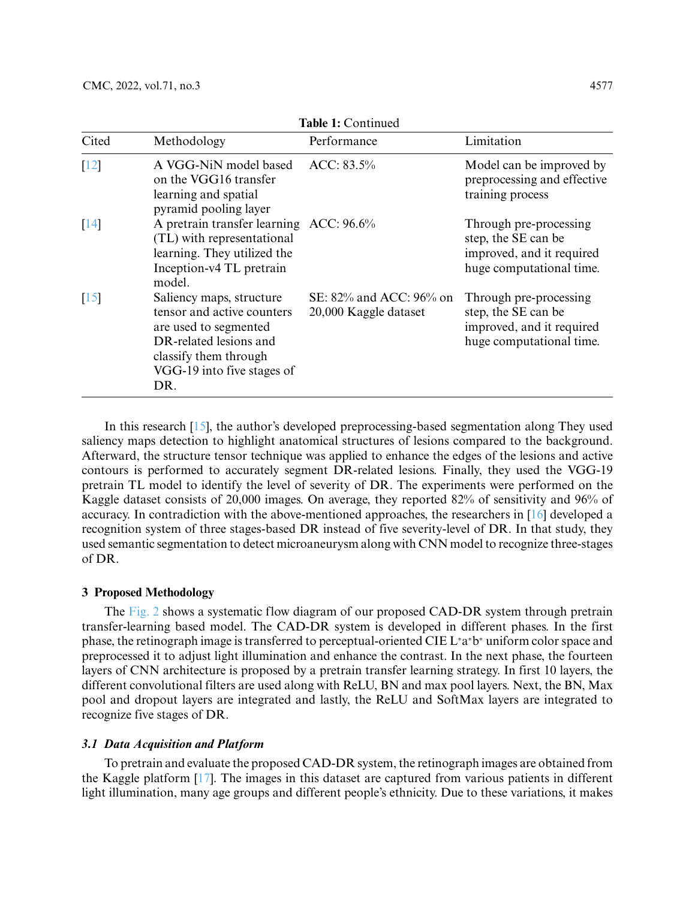**Table 1:** Continued

| Cited | Methodology | Performance | Limitation |
|---|---|---|---|
| [12] | A VGG-NiN model based on the VGG16 transfer learning and spatial pyramid pooling layer | ACC: 83.5% | Model can be improved by preprocessing and effective training process |
| [14] | A pretrain transfer learning (TL) with representational learning. They utilized the Inception-v4 TL pretrain model. | ACC: 96.6% | Through pre-processing step, the SE can be improved, and it required huge computational time. |
| [15] | Saliency maps, structure tensor and active counters are used to segmented DR-related lesions and classify them through VGG-19 into five stages of DR. | SE: 82% and ACC: 96% on 20,000 Kaggle dataset | Through pre-processing step, the SE can be improved, and it required huge computational time. |

In this research [15], the author's developed preprocessing-based segmentation along They used saliency maps detection to highlight anatomical structures of lesions compared to the background. Afterward, the structure tensor technique was applied to enhance the edges of the lesions and active contours is performed to accurately segment DR-related lesions. Finally, they used the VGG-19 pretrain TL model to identify the level of severity of DR. The experiments were performed on the Kaggle dataset consists of 20,000 images. On average, they reported 82% of sensitivity and 96% of accuracy. In contradiction with the above-mentioned approaches, the researchers in [16] developed a recognition system of three stages-based DR instead of five severity-level of DR. In that study, they used semantic segmentation to detect microaneurysm along with CNN model to recognize three-stages of DR.

## 3 Proposed Methodology

The Fig. 2 shows a systematic flow diagram of our proposed CAD-DR system through pretrain transfer-learning based model. The CAD-DR system is developed in different phases. In the first phase, the retinograph image is transferred to perceptual-oriented CIE $L^*a^*b^*$ uniform color space and preprocessed it to adjust light illumination and enhance the contrast. In the next phase, the fourteen layers of CNN architecture is proposed by a pretrain transfer learning strategy. In first 10 layers, the different convolutional filters are used along with ReLU, BN and max pool layers. Next, the BN, Max pool and dropout layers are integrated and lastly, the ReLU and SoftMax layers are integrated to recognize five stages of DR.

### *3.1 Data Acquisition and Platform*

To pretrain and evaluate the proposed CAD-DR system, the retinograph images are obtained from the Kaggle platform [17]. The images in this dataset are captured from various patients in different light illumination, many age groups and different people's ethnicity. Due to these variations, it makes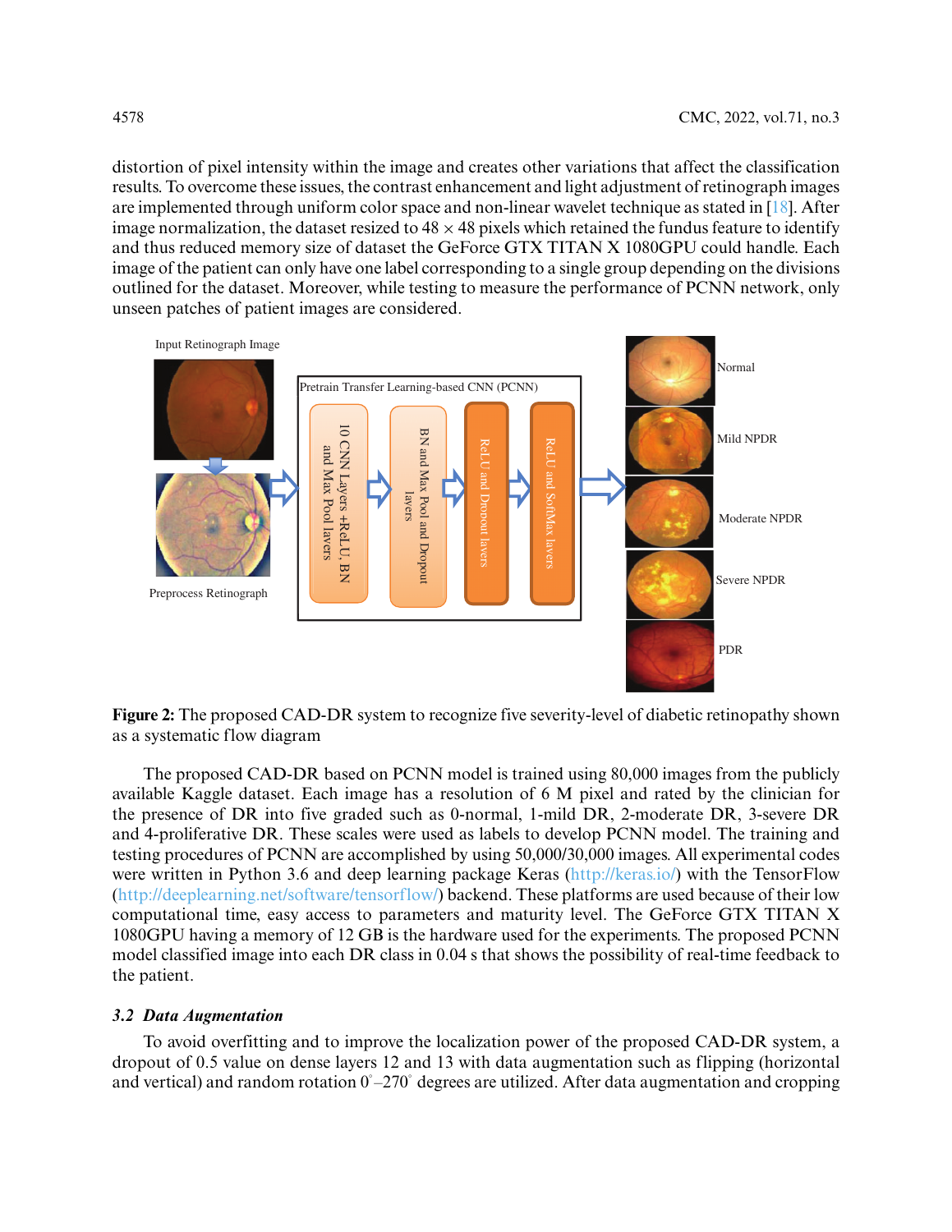distortion of pixel intensity within the image and creates other variations that affect the classification results. To overcome these issues, the contrast enhancement and light adjustment of retinograph images are implemented through uniform color space and non-linear wavelet technique as stated in [18]. After image normalization, the dataset resized to 48 × 48 pixels which retained the fundus feature to identify and thus reduced memory size of dataset the GeForce GTX TITAN X 1080GPU could handle. Each image of the patient can only have one label corresponding to a single group depending on the divisions outlined for the dataset. Moreover, while testing to measure the performance of PCNN network, only unseen patches of patient images are considered.

**Figure 2:** The proposed CAD-DR system to recognize five severity-level of diabetic retinopathy shown as a systematic flow diagram

The proposed CAD-DR based on PCNN model is trained using 80,000 images from the publicly available Kaggle dataset. Each image has a resolution of 6 M pixel and rated by the clinician for the presence of DR into five graded such as 0-normal, 1-mild DR, 2-moderate DR, 3-severe DR and 4-proliferative DR. These scales were used as labels to develop PCNN model. The training and testing procedures of PCNN are accomplished by using 50,000/30,000 images. All experimental codes were written in Python 3.6 and deep learning package Keras (http://keras.io/) with the TensorFlow (http://deeplearning.net/software/tensorflow/) backend. These platforms are used because of their low computational time, easy access to parameters and maturity level. The GeForce GTX TITAN X 1080GPU having a memory of 12 GB is the hardware used for the experiments. The proposed PCNN model classified image into each DR class in 0.04 s that shows the possibility of real-time feedback to the patient.

### *3.2 Data Augmentation*

To avoid overfitting and to improve the localization power of the proposed CAD-DR system, a dropout of 0.5 value on dense layers 12 and 13 with data augmentation such as flipping (horizontal and vertical) and random rotation 0°–270° degrees are utilized. After data augmentation and cropping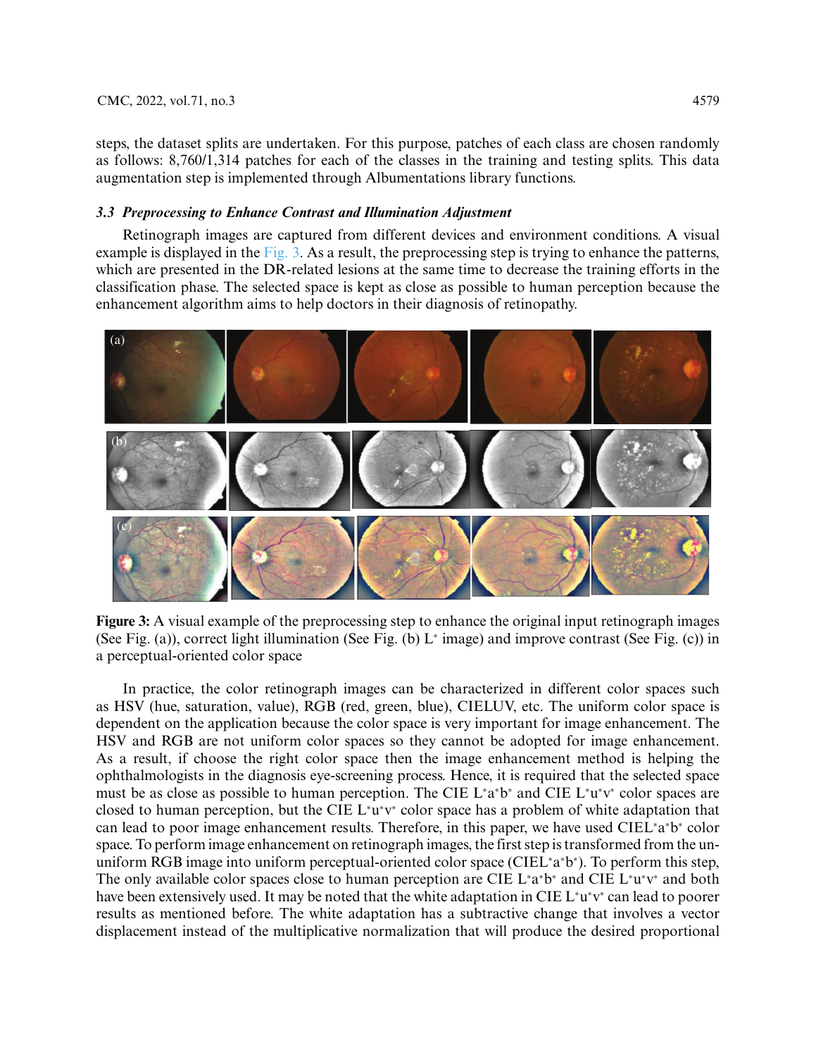steps, the dataset splits are undertaken. For this purpose, patches of each class are chosen randomly as follows: 8,760/1,314 patches for each of the classes in the training and testing splits. This data augmentation step is implemented through Albumentations library functions.

### *3.3 Preprocessing to Enhance Contrast and Illumination Adjustment*

Retinograph images are captured from different devices and environment conditions. A visual example is displayed in the Fig. 3. As a result, the preprocessing step is trying to enhance the patterns, which are presented in the DR-related lesions at the same time to decrease the training efforts in the classification phase. The selected space is kept as close as possible to human perception because the enhancement algorithm aims to help doctors in their diagnosis of retinopathy.

**Figure 3:** A visual example of the preprocessing step to enhance the original input retinograph images (See Fig. (a)), correct light illumination (See Fig. (b) $L^*$ image) and improve contrast (See Fig. (c)) in a perceptual-oriented color space

In practice, the color retinograph images can be characterized in different color spaces such as HSV (hue, saturation, value), RGB (red, green, blue), CIELUV, etc. The uniform color space is dependent on the application because the color space is very important for image enhancement. The HSV and RGB are not uniform color spaces so they cannot be adopted for image enhancement. As a result, if choose the right color space then the image enhancement method is helping the ophthalmologists in the diagnosis eye-screening process. Hence, it is required that the selected space must be as close as possible to human perception. The CIE $L^*a^*b^*$ and CIE $L^*u^*v^*$ color spaces are closed to human perception, but the CIE $L^*u^*v^*$ color space has a problem of white adaptation that can lead to poor image enhancement results. Therefore, in this paper, we have used CIE$L^*a^*b^*$ color space. To perform image enhancement on retinograph images, the first step is transformed from the un-uniform RGB image into uniform perceptual-oriented color space (CIE$L^*a^*b^*$). To perform this step, The only available color spaces close to human perception are CIE $L^*a^*b^*$ and CIE $L^*u^*v^*$ and both have been extensively used. It may be noted that the white adaptation in CIE $L^*u^*v^*$ can lead to poorer results as mentioned before. The white adaptation has a subtractive change that involves a vector displacement instead of the multiplicative normalization that will produce the desired proportional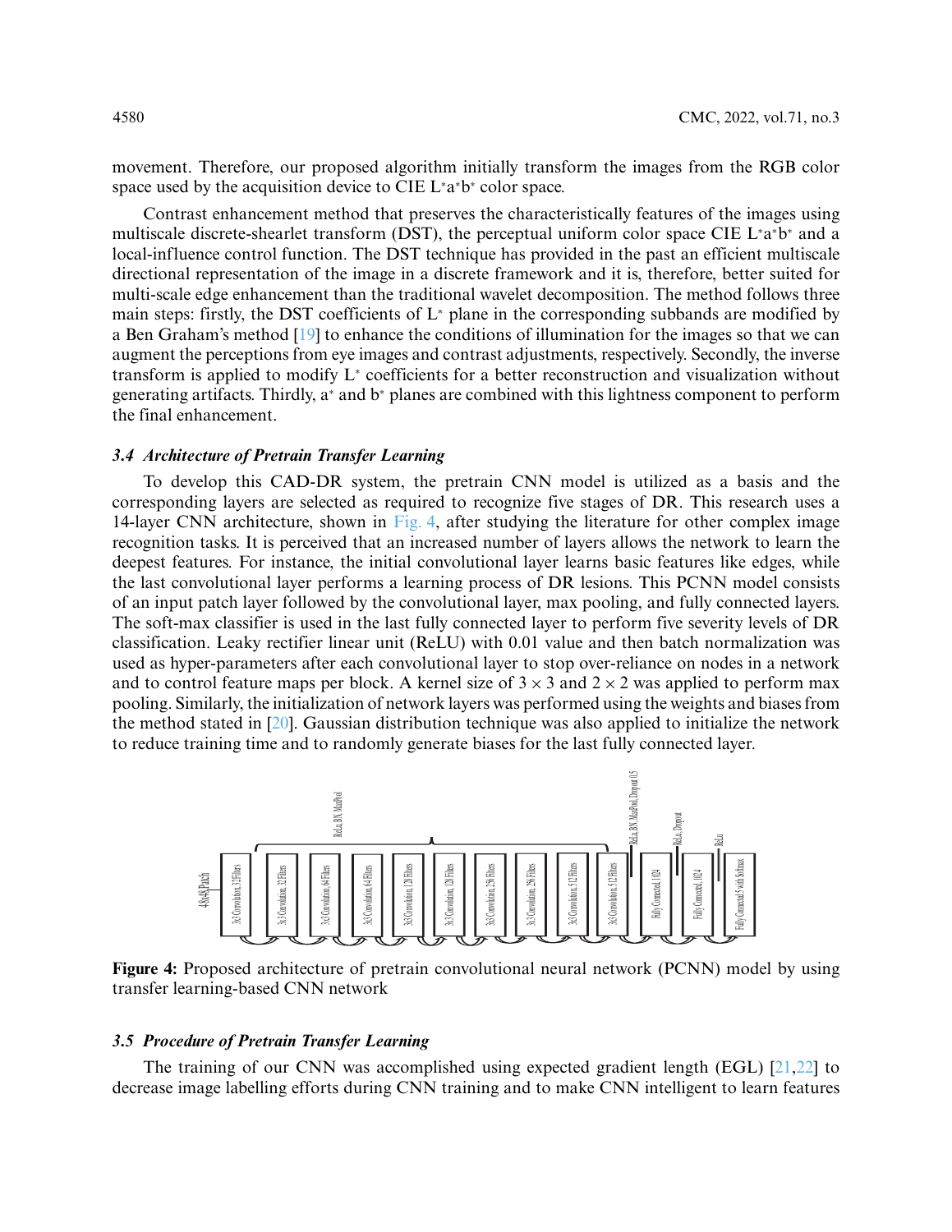movement. Therefore, our proposed algorithm initially transform the images from the RGB color space used by the acquisition device to CIE L*a*b* color space.

Contrast enhancement method that preserves the characteristically features of the images using multiscale discrete-shearlet transform (DST), the perceptual uniform color space CIE L*a*b* and a local-influence control function. The DST technique has provided in the past an efficient multiscale directional representation of the image in a discrete framework and it is, therefore, better suited for multi-scale edge enhancement than the traditional wavelet decomposition. The method follows three main steps: firstly, the DST coefficients of L* plane in the corresponding subbands are modified by a Ben Graham's method [19] to enhance the conditions of illumination for the images so that we can augment the perceptions from eye images and contrast adjustments, respectively. Secondly, the inverse transform is applied to modify L* coefficients for a better reconstruction and visualization without generating artifacts. Thirdly, a* and b* planes are combined with this lightness component to perform the final enhancement.

### *3.4 Architecture of Pretrain Transfer Learning*

To develop this CAD-DR system, the pretrain CNN model is utilized as a basis and the corresponding layers are selected as required to recognize five stages of DR. This research uses a 14-layer CNN architecture, shown in Fig. 4, after studying the literature for other complex image recognition tasks. It is perceived that an increased number of layers allows the network to learn the deepest features. For instance, the initial convolutional layer learns basic features like edges, while the last convolutional layer performs a learning process of DR lesions. This PCNN model consists of an input patch layer followed by the convolutional layer, max pooling, and fully connected layers. The soft-max classifier is used in the last fully connected layer to perform five severity levels of DR classification. Leaky rectifier linear unit (ReLU) with 0.01 value and then batch normalization was used as hyper-parameters after each convolutional layer to stop over-reliance on nodes in a network and to control feature maps per block. A kernel size of $3 \times 3$ and $2 \times 2$ was applied to perform max pooling. Similarly, the initialization of network layers was performed using the weights and biases from the method stated in [20]. Gaussian distribution technique was also applied to initialize the network to reduce training time and to randomly generate biases for the last fully connected layer.

**Figure 4:** Proposed architecture of pretrain convolutional neural network (PCNN) model by using transfer learning-based CNN network

### *3.5 Procedure of Pretrain Transfer Learning*

The training of our CNN was accomplished using expected gradient length (EGL) [21,22] to decrease image labelling efforts during CNN training and to make CNN intelligent to learn features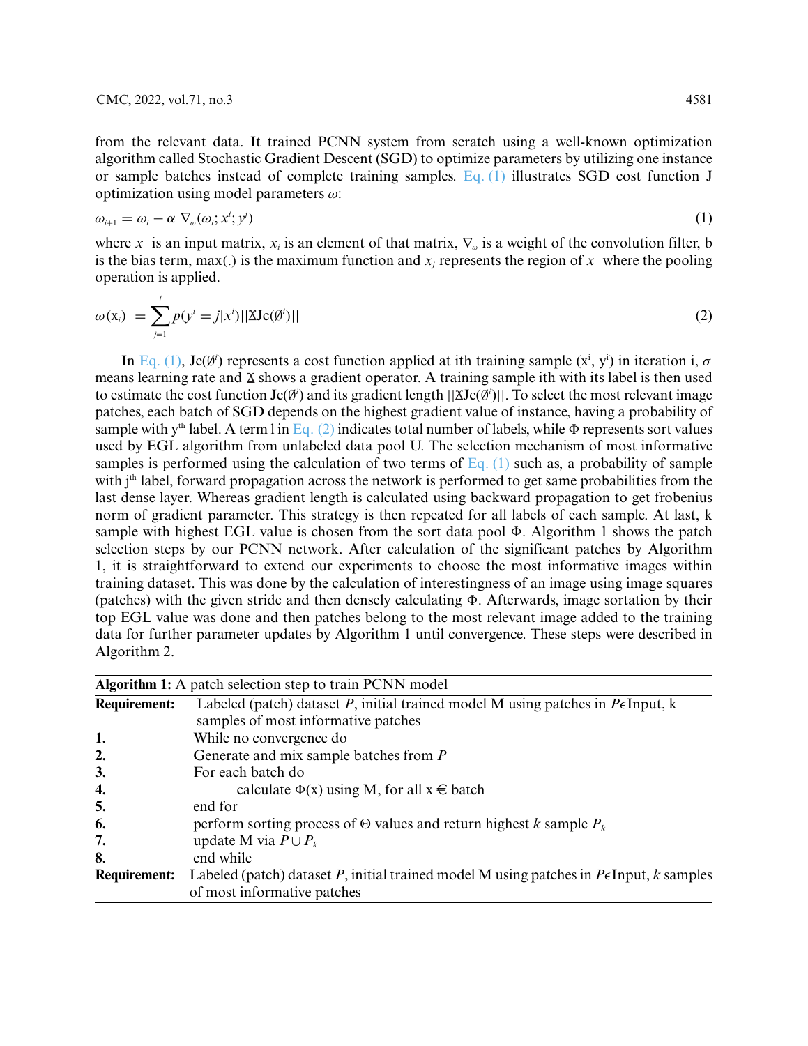from the relevant data. It trained PCNN system from scratch using a well-known optimization algorithm called Stochastic Gradient Descent (SGD) to optimize parameters by utilizing one instance or sample batches instead of complete training samples. Eq. (1) illustrates SGD cost function J optimization using model parameters $\omega$:

$$\omega_{i+1} = \omega_i - \alpha \ \nabla_{\omega}(\omega_i; x^i; y^i) \tag{1}$$

where $x$ is an input matrix, $x_i$ is an element of that matrix, $\nabla_{\omega}$ is a weight of the convolution filter, b is the bias term, max(.) is the maximum function and $x_j$ represents the region of $x$ where the pooling operation is applied.

$$\omega(\mathrm{x}_i) = \sum_{j=1}^{l} p(y^i = j|x^i)||\nabla \mathrm{Jc}(\emptyset^i)|| \tag{2}$$

In Eq. (1), $\mathrm{Jc}(\emptyset^i)$ represents a cost function applied at ith training sample ($\mathrm{x}^i$, $\mathrm{y}^i$) in iteration i, $\sigma$ means learning rate and $\nabla$ shows a gradient operator. A training sample ith with its label is then used to estimate the cost function $\mathrm{Jc}(\emptyset^i)$ and its gradient length $||\nabla \mathrm{Jc}(\emptyset^i)||$. To select the most relevant image patches, each batch of SGD depends on the highest gradient value of instance, having a probability of sample with $\mathrm{y}^{\mathrm{th}}$ label. A term l in Eq. (2) indicates total number of labels, while $\Phi$ represents sort values used by EGL algorithm from unlabeled data pool U. The selection mechanism of most informative samples is performed using the calculation of two terms of Eq. (1) such as, a probability of sample with $\mathrm{j}^{\mathrm{th}}$ label, forward propagation across the network is performed to get same probabilities from the last dense layer. Whereas gradient length is calculated using backward propagation to get frobenius norm of gradient parameter. This strategy is then repeated for all labels of each sample. At last, k sample with highest EGL value is chosen from the sort data pool $\Phi$. Algorithm 1 shows the patch selection steps by our PCNN network. After calculation of the significant patches by Algorithm 1, it is straightforward to extend our experiments to choose the most informative images within training dataset. This was done by the calculation of interestingness of an image using image squares (patches) with the given stride and then densely calculating $\Phi$. Afterwards, image sortation by their top EGL value was done and then patches belong to the most relevant image added to the training data for further parameter updates by Algorithm 1 until convergence. These steps were described in Algorithm 2.

**Algorithm 1:** A patch selection step to train PCNN model

| | |
|---|---|
| **Requirement:** | Labeled (patch) dataset $P$, initial trained model M using patches in $P\epsilon$Input, k samples of most informative patches |
| **1.** | While no convergence do |
| **2.** | Generate and mix sample batches from $P$ |
| **3.** | For each batch do |
| **4.** | calculate $\Phi(\mathrm{x})$ using M, for all $\mathrm{x} \in$ batch |
| **5.** | end for |
| **6.** | perform sorting process of $\Theta$ values and return highest $k$ sample $P_k$ |
| **7.** | update M via $P \cup P_k$ |
| **8.** | end while |
| **Requirement:** | Labeled (patch) dataset $P$, initial trained model M using patches in $P\epsilon$Input, $k$ samples of most informative patches |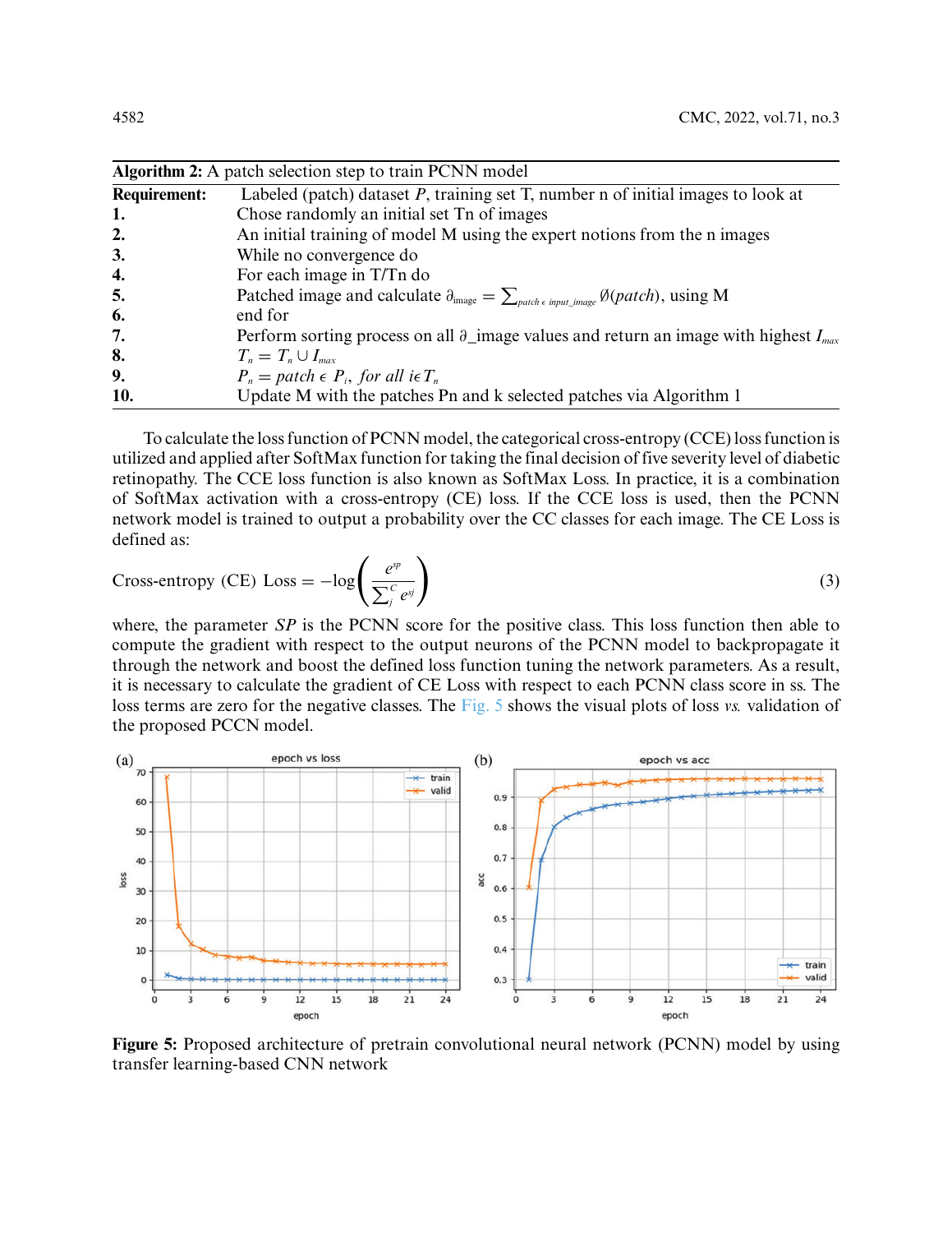**Algorithm 2:** A patch selection step to train PCNN model

| | |
|---|---|
| **Requirement:** | Labeled (patch) dataset $P$, training set T, number n of initial images to look at |
| **1.** | Chose randomly an initial set Tn of images |
| **2.** | An initial training of model M using the expert notions from the n images |
| **3.** | While no convergence do |
| **4.** | For each image in T/Tn do |
| **5.** | Patched image and calculate $\partial_{image} = \sum_{patch \in input\_image} \emptyset(patch)$, using M |
| **6.** | end for |
| **7.** | Perform sorting process on all ∂_image values and return an image with highest $I_{max}$ |
| **8.** | $T_n = T_n \cup I_{max}$ |
| **9.** | $P_n = patch \in P_i,\ for\ all\ i \in T_n$ |
| **10.** | Update M with the patches Pn and k selected patches via Algorithm 1 |

To calculate the loss function of PCNN model, the categorical cross-entropy (CCE) loss function is utilized and applied after SoftMax function for taking the final decision of five severity level of diabetic retinopathy. The CCE loss function is also known as SoftMax Loss. In practice, it is a combination of SoftMax activation with a cross-entropy (CE) loss. If the CCE loss is used, then the PCNN network model is trained to output a probability over the CC classes for each image. The CE Loss is defined as:

$$\text{Cross-entropy (CE) Loss} = -\log\left(\frac{e^{sp}}{\sum_j^C e^{sj}}\right) \tag{3}$$

where, the parameter $SP$ is the PCNN score for the positive class. This loss function then able to compute the gradient with respect to the output neurons of the PCNN model to backpropagate it through the network and boost the defined loss function tuning the network parameters. As a result, it is necessary to calculate the gradient of CE Loss with respect to each PCNN class score in ss. The loss terms are zero for the negative classes. The Fig. 5 shows the visual plots of loss *vs.* validation of the proposed PCCN model.

**Figure 5:** Proposed architecture of pretrain convolutional neural network (PCNN) model by using transfer learning-based CNN network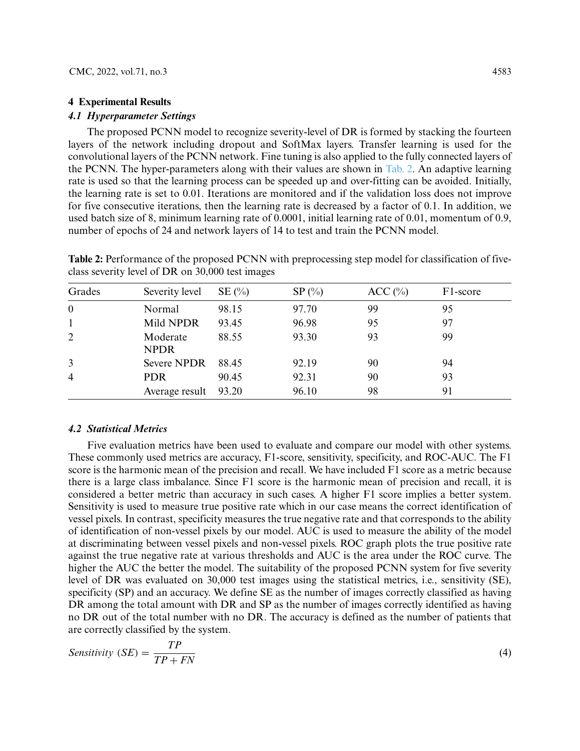## 4 Experimental Results

### *4.1 Hyperparameter Settings*

The proposed PCNN model to recognize severity-level of DR is formed by stacking the fourteen layers of the network including dropout and SoftMax layers. Transfer learning is used for the convolutional layers of the PCNN network. Fine tuning is also applied to the fully connected layers of the PCNN. The hyper-parameters along with their values are shown in Tab. 2. An adaptive learning rate is used so that the learning process can be speeded up and over-fitting can be avoided. Initially, the learning rate is set to 0.01. Iterations are monitored and if the validation loss does not improve for five consecutive iterations, then the learning rate is decreased by a factor of 0.1. In addition, we used batch size of 8, minimum learning rate of 0.0001, initial learning rate of 0.01, momentum of 0.9, number of epochs of 24 and network layers of 14 to test and train the PCNN model.

**Table 2:** Performance of the proposed PCNN with preprocessing step model for classification of five-class severity level of DR on 30,000 test images

| Grades | Severity level | SE (%) | SP (%) | ACC (%) | F1-score |
|---|---|---|---|---|---|
| 0 | Normal | 98.15 | 97.70 | 99 | 95 |
| 1 | Mild NPDR | 93.45 | 96.98 | 95 | 97 |
| 2 | Moderate NPDR | 88.55 | 93.30 | 93 | 99 |
| 3 | Severe NPDR | 88.45 | 92.19 | 90 | 94 |
| 4 | PDR | 90.45 | 92.31 | 90 | 93 |
| | Average result | 93.20 | 96.10 | 98 | 91 |

### *4.2 Statistical Metrics*

Five evaluation metrics have been used to evaluate and compare our model with other systems. These commonly used metrics are accuracy, F1-score, sensitivity, specificity, and ROC-AUC. The F1 score is the harmonic mean of the precision and recall. We have included F1 score as a metric because there is a large class imbalance. Since F1 score is the harmonic mean of precision and recall, it is considered a better metric than accuracy in such cases. A higher F1 score implies a better system. Sensitivity is used to measure true positive rate which in our case means the correct identification of vessel pixels. In contrast, specificity measures the true negative rate and that corresponds to the ability of identification of non-vessel pixels by our model. AUC is used to measure the ability of the model at discriminating between vessel pixels and non-vessel pixels. ROC graph plots the true positive rate against the true negative rate at various thresholds and AUC is the area under the ROC curve. The higher the AUC the better the model. The suitability of the proposed PCNN system for five severity level of DR was evaluated on 30,000 test images using the statistical metrics, i.e., sensitivity (SE), specificity (SP) and an accuracy. We define SE as the number of images correctly classified as having DR among the total amount with DR and SP as the number of images correctly identified as having no DR out of the total number with no DR. The accuracy is defined as the number of patients that are correctly classified by the system.

$$Sensitivity\ (SE) = \frac{TP}{TP + FN} \tag{4}$$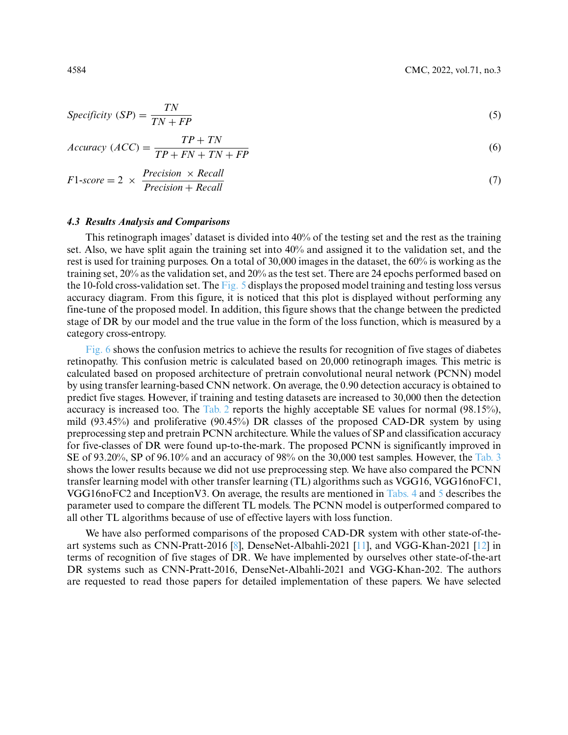$$Specificity\ (SP) = \frac{TN}{TN + FP} \tag{5}$$

$$Accuracy\ (ACC) = \frac{TP + TN}{TP + FN + TN + FP} \tag{6}$$

$$F1\text{-}score = 2 \times \frac{Precision \times Recall}{Precision + Recall} \tag{7}$$

### *4.3 Results Analysis and Comparisons*

This retinograph images' dataset is divided into 40% of the testing set and the rest as the training set. Also, we have split again the training set into 40% and assigned it to the validation set, and the rest is used for training purposes. On a total of 30,000 images in the dataset, the 60% is working as the training set, 20% as the validation set, and 20% as the test set. There are 24 epochs performed based on the 10-fold cross-validation set. The Fig. 5 displays the proposed model training and testing loss versus accuracy diagram. From this figure, it is noticed that this plot is displayed without performing any fine-tune of the proposed model. In addition, this figure shows that the change between the predicted stage of DR by our model and the true value in the form of the loss function, which is measured by a category cross-entropy.

Fig. 6 shows the confusion metrics to achieve the results for recognition of five stages of diabetes retinopathy. This confusion metric is calculated based on 20,000 retinograph images. This metric is calculated based on proposed architecture of pretrain convolutional neural network (PCNN) model by using transfer learning-based CNN network. On average, the 0.90 detection accuracy is obtained to predict five stages. However, if training and testing datasets are increased to 30,000 then the detection accuracy is increased too. The Tab. 2 reports the highly acceptable SE values for normal (98.15%), mild (93.45%) and proliferative (90.45%) DR classes of the proposed CAD-DR system by using preprocessing step and pretrain PCNN architecture. While the values of SP and classification accuracy for five-classes of DR were found up-to-the-mark. The proposed PCNN is significantly improved in SE of 93.20%, SP of 96.10% and an accuracy of 98% on the 30,000 test samples. However, the Tab. 3 shows the lower results because we did not use preprocessing step. We have also compared the PCNN transfer learning model with other transfer learning (TL) algorithms such as VGG16, VGG16noFC1, VGG16noFC2 and InceptionV3. On average, the results are mentioned in Tabs. 4 and 5 describes the parameter used to compare the different TL models. The PCNN model is outperformed compared to all other TL algorithms because of use of effective layers with loss function.

We have also performed comparisons of the proposed CAD-DR system with other state-of-the-art systems such as CNN-Pratt-2016 [8], DenseNet-Albahli-2021 [11], and VGG-Khan-2021 [12] in terms of recognition of five stages of DR. We have implemented by ourselves other state-of-the-art DR systems such as CNN-Pratt-2016, DenseNet-Albahli-2021 and VGG-Khan-202. The authors are requested to read those papers for detailed implementation of these papers. We have selected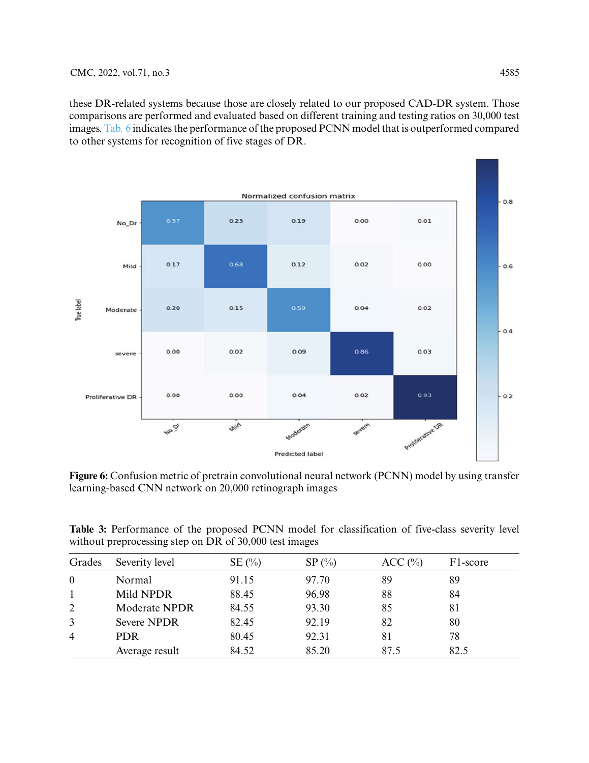these DR-related systems because those are closely related to our proposed CAD-DR system. Those comparisons are performed and evaluated based on different training and testing ratios on 30,000 test images. Tab. 6 indicates the performance of the proposed PCNN model that is outperformed compared to other systems for recognition of five stages of DR.

**Figure 6:** Confusion metric of pretrain convolutional neural network (PCNN) model by using transfer learning-based CNN network on 20,000 retinograph images

**Table 3:** Performance of the proposed PCNN model for classification of five-class severity level without preprocessing step on DR of 30,000 test images

| Grades | Severity level | SE (%) | SP (%) | ACC (%) | F1-score |
|---|---|---|---|---|---|
| 0 | Normal | 91.15 | 97.70 | 89 | 89 |
| 1 | Mild NPDR | 88.45 | 96.98 | 88 | 84 |
| 2 | Moderate NPDR | 84.55 | 93.30 | 85 | 81 |
| 3 | Severe NPDR | 82.45 | 92.19 | 82 | 80 |
| 4 | PDR | 80.45 | 92.31 | 81 | 78 |
| | Average result | 84.52 | 85.20 | 87.5 | 82.5 |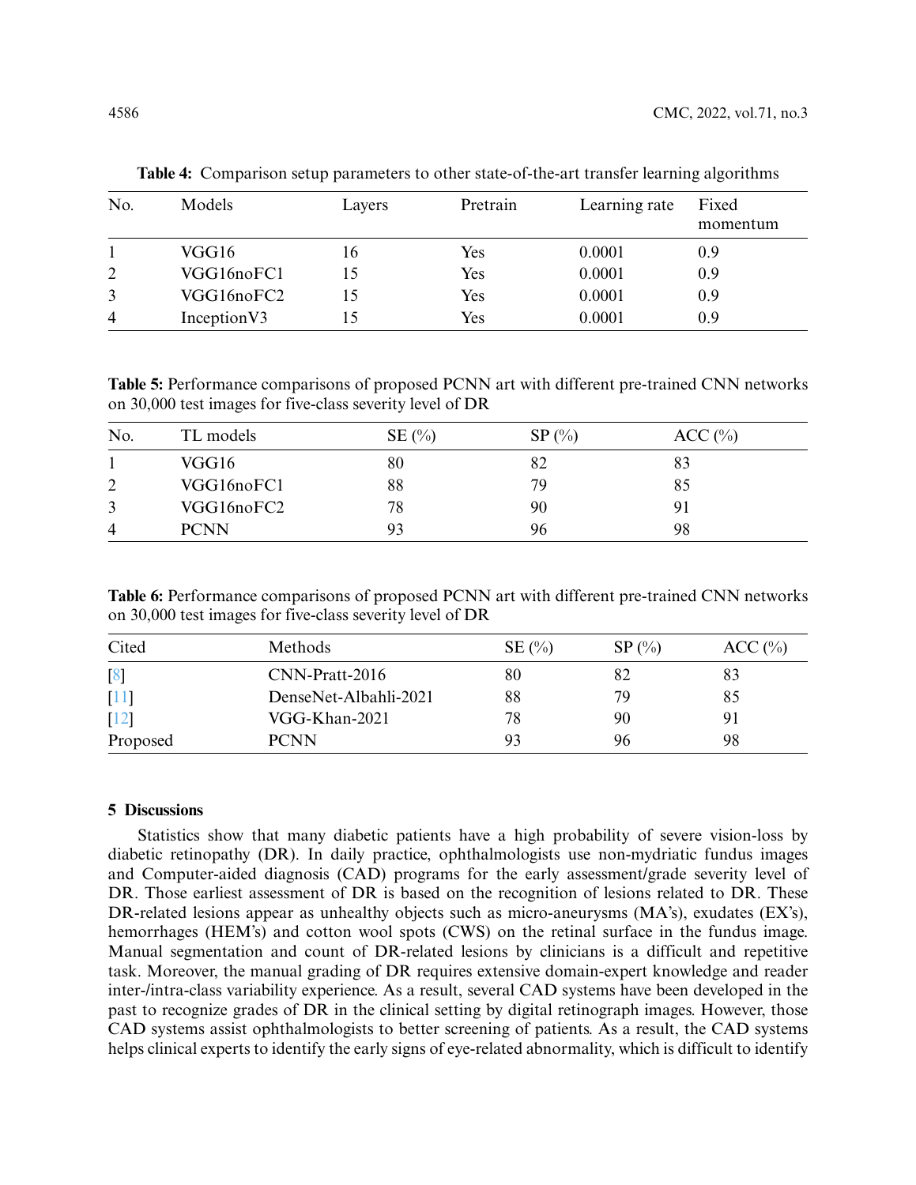**Table 4:** Comparison setup parameters to other state-of-the-art transfer learning algorithms

| No. | Models | Layers | Pretrain | Learning rate | Fixed momentum |
|---|---|---|---|---|---|
| 1 | VGG16 | 16 | Yes | 0.0001 | 0.9 |
| 2 | VGG16noFC1 | 15 | Yes | 0.0001 | 0.9 |
| 3 | VGG16noFC2 | 15 | Yes | 0.0001 | 0.9 |
| 4 | InceptionV3 | 15 | Yes | 0.0001 | 0.9 |

**Table 5:** Performance comparisons of proposed PCNN art with different pre-trained CNN networks on 30,000 test images for five-class severity level of DR

| No. | TL models | SE (%) | SP (%) | ACC (%) |
|---|---|---|---|---|
| 1 | VGG16 | 80 | 82 | 83 |
| 2 | VGG16noFC1 | 88 | 79 | 85 |
| 3 | VGG16noFC2 | 78 | 90 | 91 |
| 4 | PCNN | 93 | 96 | 98 |

**Table 6:** Performance comparisons of proposed PCNN art with different pre-trained CNN networks on 30,000 test images for five-class severity level of DR

| Cited | Methods | SE (%) | SP (%) | ACC (%) |
|---|---|---|---|---|
| [8] | CNN-Pratt-2016 | 80 | 82 | 83 |
| [11] | DenseNet-Albahli-2021 | 88 | 79 | 85 |
| [12] | VGG-Khan-2021 | 78 | 90 | 91 |
| Proposed | PCNN | 93 | 96 | 98 |

## 5 Discussions

Statistics show that many diabetic patients have a high probability of severe vision-loss by diabetic retinopathy (DR). In daily practice, ophthalmologists use non-mydriatic fundus images and Computer-aided diagnosis (CAD) programs for the early assessment/grade severity level of DR. Those earliest assessment of DR is based on the recognition of lesions related to DR. These DR-related lesions appear as unhealthy objects such as micro-aneurysms (MA's), exudates (EX's), hemorrhages (HEM's) and cotton wool spots (CWS) on the retinal surface in the fundus image. Manual segmentation and count of DR-related lesions by clinicians is a difficult and repetitive task. Moreover, the manual grading of DR requires extensive domain-expert knowledge and reader inter-/intra-class variability experience. As a result, several CAD systems have been developed in the past to recognize grades of DR in the clinical setting by digital retinograph images. However, those CAD systems assist ophthalmologists to better screening of patients. As a result, the CAD systems helps clinical experts to identify the early signs of eye-related abnormality, which is difficult to identify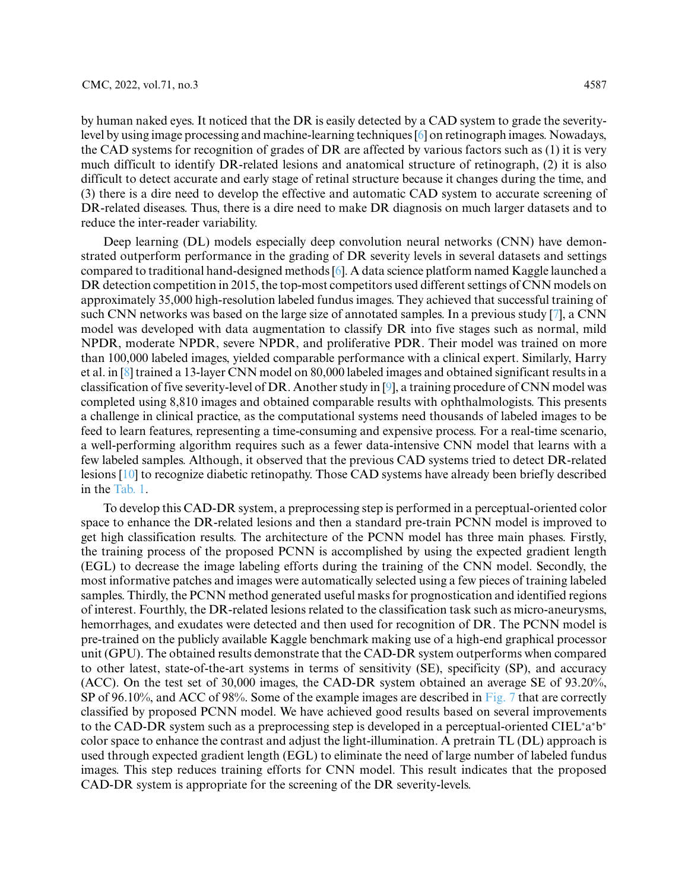by human naked eyes. It noticed that the DR is easily detected by a CAD system to grade the severity-level by using image processing and machine-learning techniques [6] on retinograph images. Nowadays, the CAD systems for recognition of grades of DR are affected by various factors such as (1) it is very much difficult to identify DR-related lesions and anatomical structure of retinograph, (2) it is also difficult to detect accurate and early stage of retinal structure because it changes during the time, and (3) there is a dire need to develop the effective and automatic CAD system to accurate screening of DR-related diseases. Thus, there is a dire need to make DR diagnosis on much larger datasets and to reduce the inter-reader variability.

Deep learning (DL) models especially deep convolution neural networks (CNN) have demonstrated outperform performance in the grading of DR severity levels in several datasets and settings compared to traditional hand-designed methods [6]. A data science platform named Kaggle launched a DR detection competition in 2015, the top-most competitors used different settings of CNN models on approximately 35,000 high-resolution labeled fundus images. They achieved that successful training of such CNN networks was based on the large size of annotated samples. In a previous study [7], a CNN model was developed with data augmentation to classify DR into five stages such as normal, mild NPDR, moderate NPDR, severe NPDR, and proliferative PDR. Their model was trained on more than 100,000 labeled images, yielded comparable performance with a clinical expert. Similarly, Harry et al. in [8] trained a 13-layer CNN model on 80,000 labeled images and obtained significant results in a classification of five severity-level of DR. Another study in [9], a training procedure of CNN model was completed using 8,810 images and obtained comparable results with ophthalmologists. This presents a challenge in clinical practice, as the computational systems need thousands of labeled images to be feed to learn features, representing a time-consuming and expensive process. For a real-time scenario, a well-performing algorithm requires such as a fewer data-intensive CNN model that learns with a few labeled samples. Although, it observed that the previous CAD systems tried to detect DR-related lesions [10] to recognize diabetic retinopathy. Those CAD systems have already been briefly described in the Tab. 1.

To develop this CAD-DR system, a preprocessing step is performed in a perceptual-oriented color space to enhance the DR-related lesions and then a standard pre-train PCNN model is improved to get high classification results. The architecture of the PCNN model has three main phases. Firstly, the training process of the proposed PCNN is accomplished by using the expected gradient length (EGL) to decrease the image labeling efforts during the training of the CNN model. Secondly, the most informative patches and images were automatically selected using a few pieces of training labeled samples. Thirdly, the PCNN method generated useful masks for prognostication and identified regions of interest. Fourthly, the DR-related lesions related to the classification task such as micro-aneurysms, hemorrhages, and exudates were detected and then used for recognition of DR. The PCNN model is pre-trained on the publicly available Kaggle benchmark making use of a high-end graphical processor unit (GPU). The obtained results demonstrate that the CAD-DR system outperforms when compared to other latest, state-of-the-art systems in terms of sensitivity (SE), specificity (SP), and accuracy (ACC). On the test set of 30,000 images, the CAD-DR system obtained an average SE of 93.20%, SP of 96.10%, and ACC of 98%. Some of the example images are described in Fig. 7 that are correctly classified by proposed PCNN model. We have achieved good results based on several improvements to the CAD-DR system such as a preprocessing step is developed in a perceptual-oriented CIEL*a*b* color space to enhance the contrast and adjust the light-illumination. A pretrain TL (DL) approach is used through expected gradient length (EGL) to eliminate the need of large number of labeled fundus images. This step reduces training efforts for CNN model. This result indicates that the proposed CAD-DR system is appropriate for the screening of the DR severity-levels.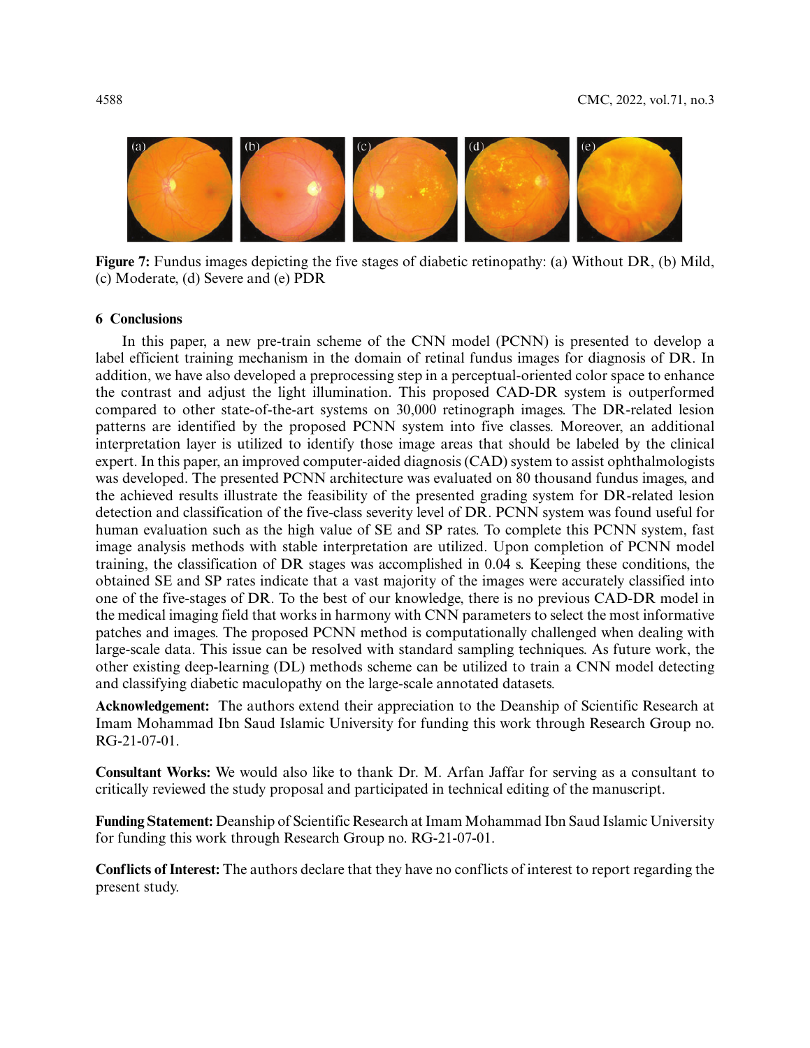Figure 7: Fundus images depicting the five stages of diabetic retinopathy: (a) Without DR, (b) Mild, (c) Moderate, (d) Severe and (e) PDR

## 6 Conclusions

In this paper, a new pre-train scheme of the CNN model (PCNN) is presented to develop a label efficient training mechanism in the domain of retinal fundus images for diagnosis of DR. In addition, we have also developed a preprocessing step in a perceptual-oriented color space to enhance the contrast and adjust the light illumination. This proposed CAD-DR system is outperformed compared to other state-of-the-art systems on 30,000 retinograph images. The DR-related lesion patterns are identified by the proposed PCNN system into five classes. Moreover, an additional interpretation layer is utilized to identify those image areas that should be labeled by the clinical expert. In this paper, an improved computer-aided diagnosis (CAD) system to assist ophthalmologists was developed. The presented PCNN architecture was evaluated on 80 thousand fundus images, and the achieved results illustrate the feasibility of the presented grading system for DR-related lesion detection and classification of the five-class severity level of DR. PCNN system was found useful for human evaluation such as the high value of SE and SP rates. To complete this PCNN system, fast image analysis methods with stable interpretation are utilized. Upon completion of PCNN model training, the classification of DR stages was accomplished in 0.04 s. Keeping these conditions, the obtained SE and SP rates indicate that a vast majority of the images were accurately classified into one of the five-stages of DR. To the best of our knowledge, there is no previous CAD-DR model in the medical imaging field that works in harmony with CNN parameters to select the most informative patches and images. The proposed PCNN method is computationally challenged when dealing with large-scale data. This issue can be resolved with standard sampling techniques. As future work, the other existing deep-learning (DL) methods scheme can be utilized to train a CNN model detecting and classifying diabetic maculopathy on the large-scale annotated datasets.

**Acknowledgement:** The authors extend their appreciation to the Deanship of Scientific Research at Imam Mohammad Ibn Saud Islamic University for funding this work through Research Group no. RG-21-07-01.

**Consultant Works:** We would also like to thank Dr. M. Arfan Jaffar for serving as a consultant to critically reviewed the study proposal and participated in technical editing of the manuscript.

**Funding Statement:** Deanship of Scientific Research at Imam Mohammad Ibn Saud Islamic University for funding this work through Research Group no. RG-21-07-01.

**Conflicts of Interest:** The authors declare that they have no conflicts of interest to report regarding the present study.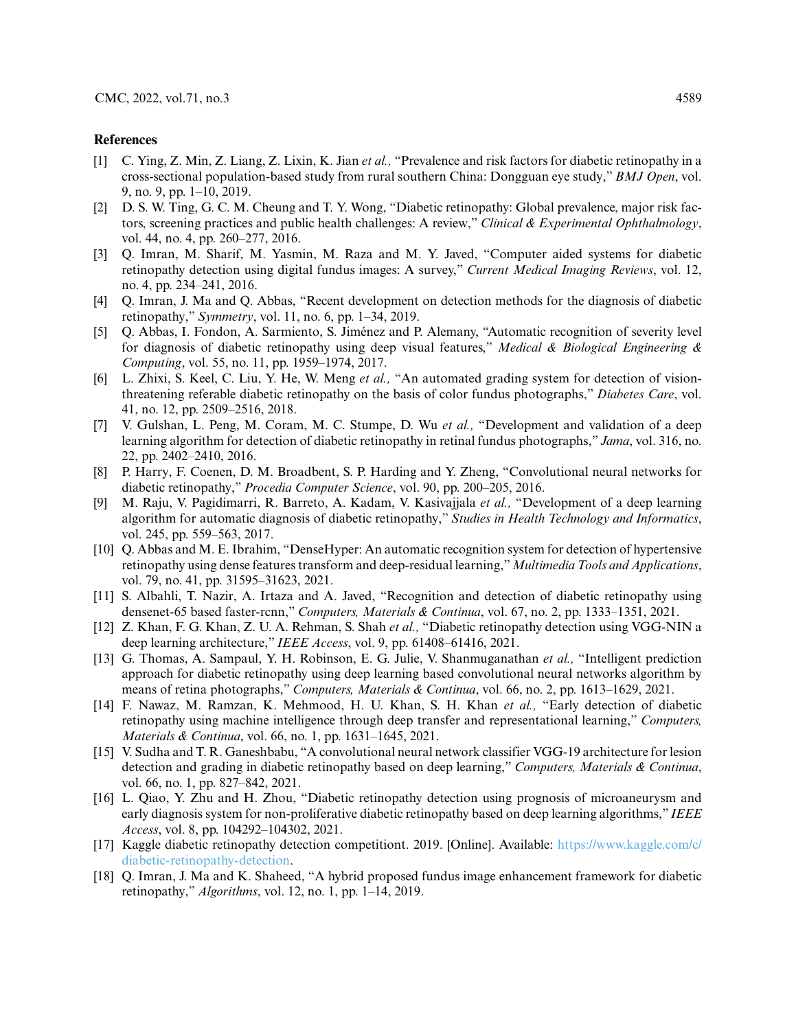## References

[1] C. Ying, Z. Min, Z. Liang, Z. Lixin, K. Jian *et al.,* "Prevalence and risk factors for diabetic retinopathy in a cross-sectional population-based study from rural southern China: Dongguan eye study," *BMJ Open*, vol. 9, no. 9, pp. 1–10, 2019.

[2] D. S. W. Ting, G. C. M. Cheung and T. Y. Wong, "Diabetic retinopathy: Global prevalence, major risk factors, screening practices and public health challenges: A review," *Clinical & Experimental Ophthalmology*, vol. 44, no. 4, pp. 260–277, 2016.

[3] Q. Imran, M. Sharif, M. Yasmin, M. Raza and M. Y. Javed, "Computer aided systems for diabetic retinopathy detection using digital fundus images: A survey," *Current Medical Imaging Reviews*, vol. 12, no. 4, pp. 234–241, 2016.

[4] Q. Imran, J. Ma and Q. Abbas, "Recent development on detection methods for the diagnosis of diabetic retinopathy," *Symmetry*, vol. 11, no. 6, pp. 1–34, 2019.

[5] Q. Abbas, I. Fondon, A. Sarmiento, S. Jiménez and P. Alemany, "Automatic recognition of severity level for diagnosis of diabetic retinopathy using deep visual features," *Medical & Biological Engineering & Computing*, vol. 55, no. 11, pp. 1959–1974, 2017.

[6] L. Zhixi, S. Keel, C. Liu, Y. He, W. Meng *et al.,* "An automated grading system for detection of vision-threatening referable diabetic retinopathy on the basis of color fundus photographs," *Diabetes Care*, vol. 41, no. 12, pp. 2509–2516, 2018.

[7] V. Gulshan, L. Peng, M. Coram, M. C. Stumpe, D. Wu *et al.,* "Development and validation of a deep learning algorithm for detection of diabetic retinopathy in retinal fundus photographs," *Jama*, vol. 316, no. 22, pp. 2402–2410, 2016.

[8] P. Harry, F. Coenen, D. M. Broadbent, S. P. Harding and Y. Zheng, "Convolutional neural networks for diabetic retinopathy," *Procedia Computer Science*, vol. 90, pp. 200–205, 2016.

[9] M. Raju, V. Pagidimarri, R. Barreto, A. Kadam, V. Kasivajjala *et al.,* "Development of a deep learning algorithm for automatic diagnosis of diabetic retinopathy," *Studies in Health Technology and Informatics*, vol. 245, pp. 559–563, 2017.

[10] Q. Abbas and M. E. Ibrahim, "DenseHyper: An automatic recognition system for detection of hypertensive retinopathy using dense features transform and deep-residual learning," *Multimedia Tools and Applications*, vol. 79, no. 41, pp. 31595–31623, 2021.

[11] S. Albahli, T. Nazir, A. Irtaza and A. Javed, "Recognition and detection of diabetic retinopathy using densenet-65 based faster-rcnn," *Computers, Materials & Continua*, vol. 67, no. 2, pp. 1333–1351, 2021.

[12] Z. Khan, F. G. Khan, Z. U. A. Rehman, S. Shah *et al.,* "Diabetic retinopathy detection using VGG-NIN a deep learning architecture," *IEEE Access*, vol. 9, pp. 61408–61416, 2021.

[13] G. Thomas, A. Sampaul, Y. H. Robinson, E. G. Julie, V. Shanmuganathan *et al.,* "Intelligent prediction approach for diabetic retinopathy using deep learning based convolutional neural networks algorithm by means of retina photographs," *Computers, Materials & Continua*, vol. 66, no. 2, pp. 1613–1629, 2021.

[14] F. Nawaz, M. Ramzan, K. Mehmood, H. U. Khan, S. H. Khan *et al.,* "Early detection of diabetic retinopathy using machine intelligence through deep transfer and representational learning," *Computers, Materials & Continua*, vol. 66, no. 1, pp. 1631–1645, 2021.

[15] V. Sudha and T. R. Ganeshbabu, "A convolutional neural network classifier VGG-19 architecture for lesion detection and grading in diabetic retinopathy based on deep learning," *Computers, Materials & Continua*, vol. 66, no. 1, pp. 827–842, 2021.

[16] L. Qiao, Y. Zhu and H. Zhou, "Diabetic retinopathy detection using prognosis of microaneurysm and early diagnosis system for non-proliferative diabetic retinopathy based on deep learning algorithms," *IEEE Access*, vol. 8, pp. 104292–104302, 2021.

[17] Kaggle diabetic retinopathy detection competitiont. 2019. [Online]. Available: https://www.kaggle.com/c/diabetic-retinopathy-detection.

[18] Q. Imran, J. Ma and K. Shaheed, "A hybrid proposed fundus image enhancement framework for diabetic retinopathy," *Algorithms*, vol. 12, no. 1, pp. 1–14, 2019.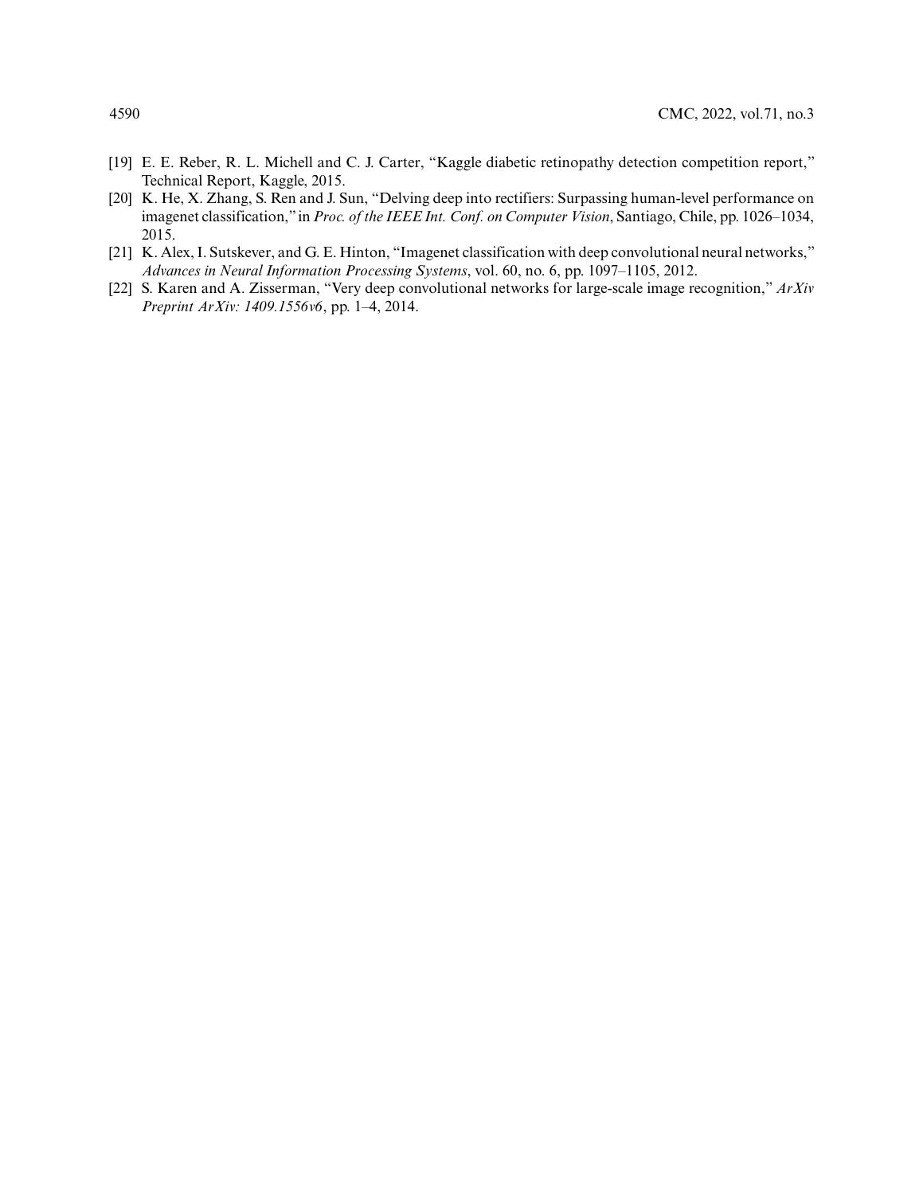[19] E. E. Reber, R. L. Michell and C. J. Carter, "Kaggle diabetic retinopathy detection competition report," Technical Report, Kaggle, 2015.

[20] K. He, X. Zhang, S. Ren and J. Sun, "Delving deep into rectifiers: Surpassing human-level performance on imagenet classification," in *Proc. of the IEEE Int. Conf. on Computer Vision*, Santiago, Chile, pp. 1026–1034, 2015.

[21] K. Alex, I. Sutskever, and G. E. Hinton, "Imagenet classification with deep convolutional neural networks," *Advances in Neural Information Processing Systems*, vol. 60, no. 6, pp. 1097–1105, 2012.

[22] S. Karen and A. Zisserman, "Very deep convolutional networks for large-scale image recognition," *ArXiv Preprint ArXiv: 1409.1556v6*, pp. 1–4, 2014.